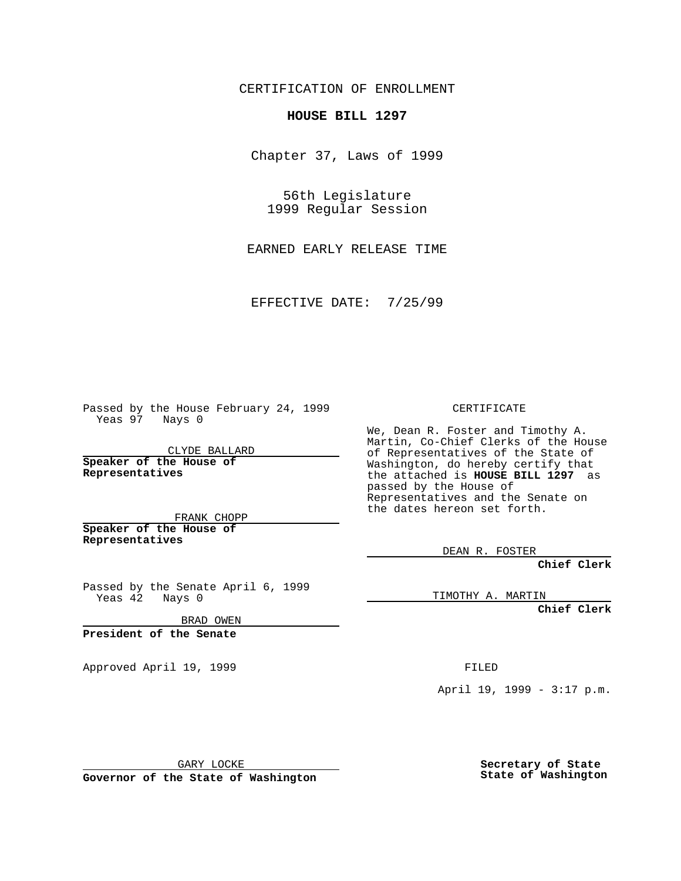CERTIFICATION OF ENROLLMENT

**HOUSE BILL 1297**

Chapter 37, Laws of 1999

56th Legislature
1999 Regular Session

EARNED EARLY RELEASE TIME

EFFECTIVE DATE: 7/25/99

Passed by the House February 24, 1999
Yeas 97 Nays 0

CLYDE BALLARD

**Speaker of the House of Representatives**

FRANK CHOPP

**Speaker of the House of Representatives**

Passed by the Senate April 6, 1999
Yeas 42 Nays 0

BRAD OWEN

**President of the Senate**

Approved April 19, 1999

GARY LOCKE

**Governor of the State of Washington**

CERTIFICATE

We, Dean R. Foster and Timothy A. Martin, Co-Chief Clerks of the House of Representatives of the State of Washington, do hereby certify that the attached is **HOUSE BILL 1297** as passed by the House of Representatives and the Senate on the dates hereon set forth.

DEAN R. FOSTER

**Chief Clerk**

TIMOTHY A. MARTIN

**Chief Clerk**

FILED

April 19, 1999 - 3:17 p.m.

**Secretary of State State of Washington**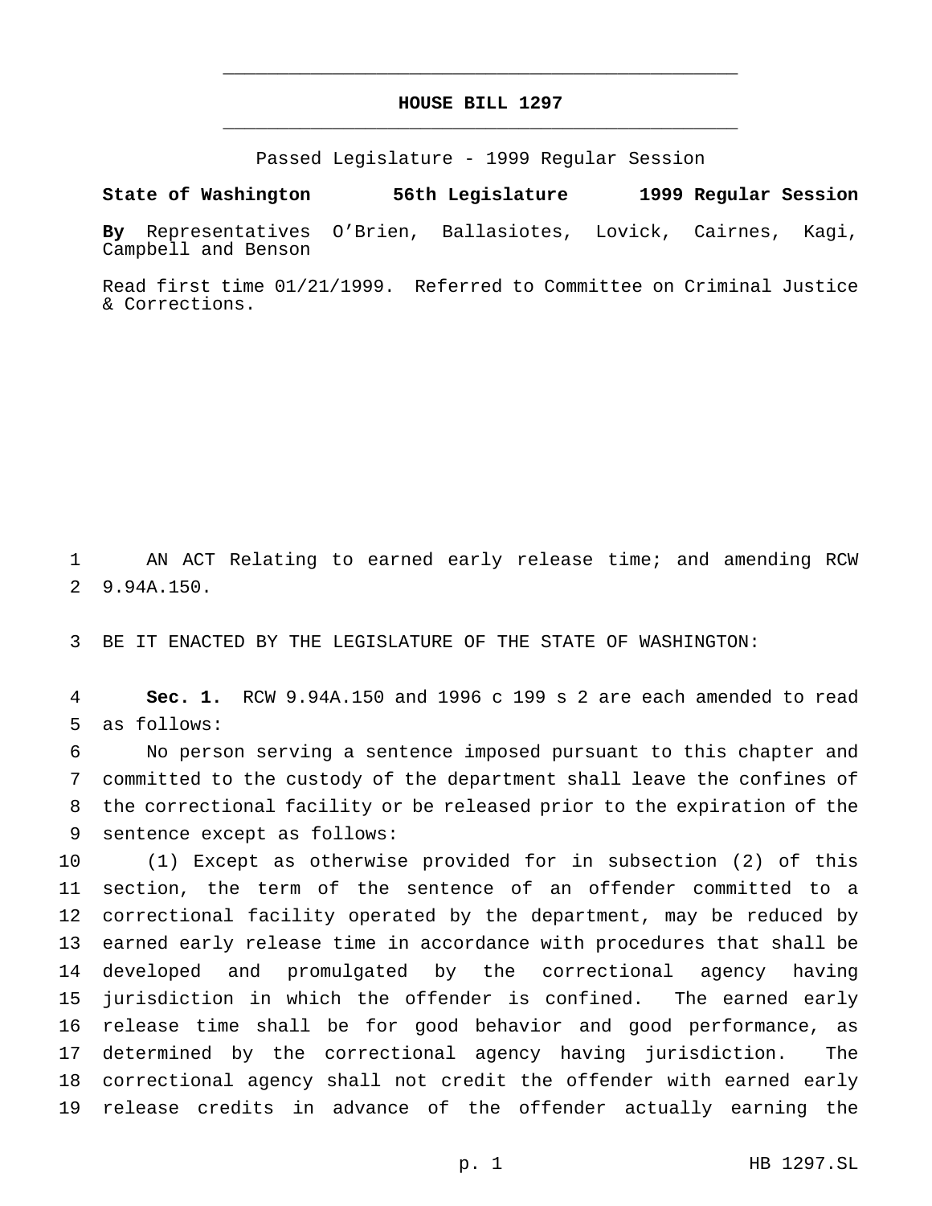# HOUSE BILL 1297

Passed Legislature - 1999 Regular Session

**State of Washington 56th Legislature 1999 Regular Session**

**By** Representatives O'Brien, Ballasiotes, Lovick, Cairnes, Kagi, Campbell and Benson

Read first time 01/21/1999. Referred to Committee on Criminal Justice & Corrections.

AN ACT Relating to earned early release time; and amending RCW 9.94A.150.

BE IT ENACTED BY THE LEGISLATURE OF THE STATE OF WASHINGTON:

**Sec. 1.** RCW 9.94A.150 and 1996 c 199 s 2 are each amended to read as follows:

No person serving a sentence imposed pursuant to this chapter and committed to the custody of the department shall leave the confines of the correctional facility or be released prior to the expiration of the sentence except as follows:

(1) Except as otherwise provided for in subsection (2) of this section, the term of the sentence of an offender committed to a correctional facility operated by the department, may be reduced by earned early release time in accordance with procedures that shall be developed and promulgated by the correctional agency having jurisdiction in which the offender is confined. The earned early release time shall be for good behavior and good performance, as determined by the correctional agency having jurisdiction. The correctional agency shall not credit the offender with earned early release credits in advance of the offender actually earning the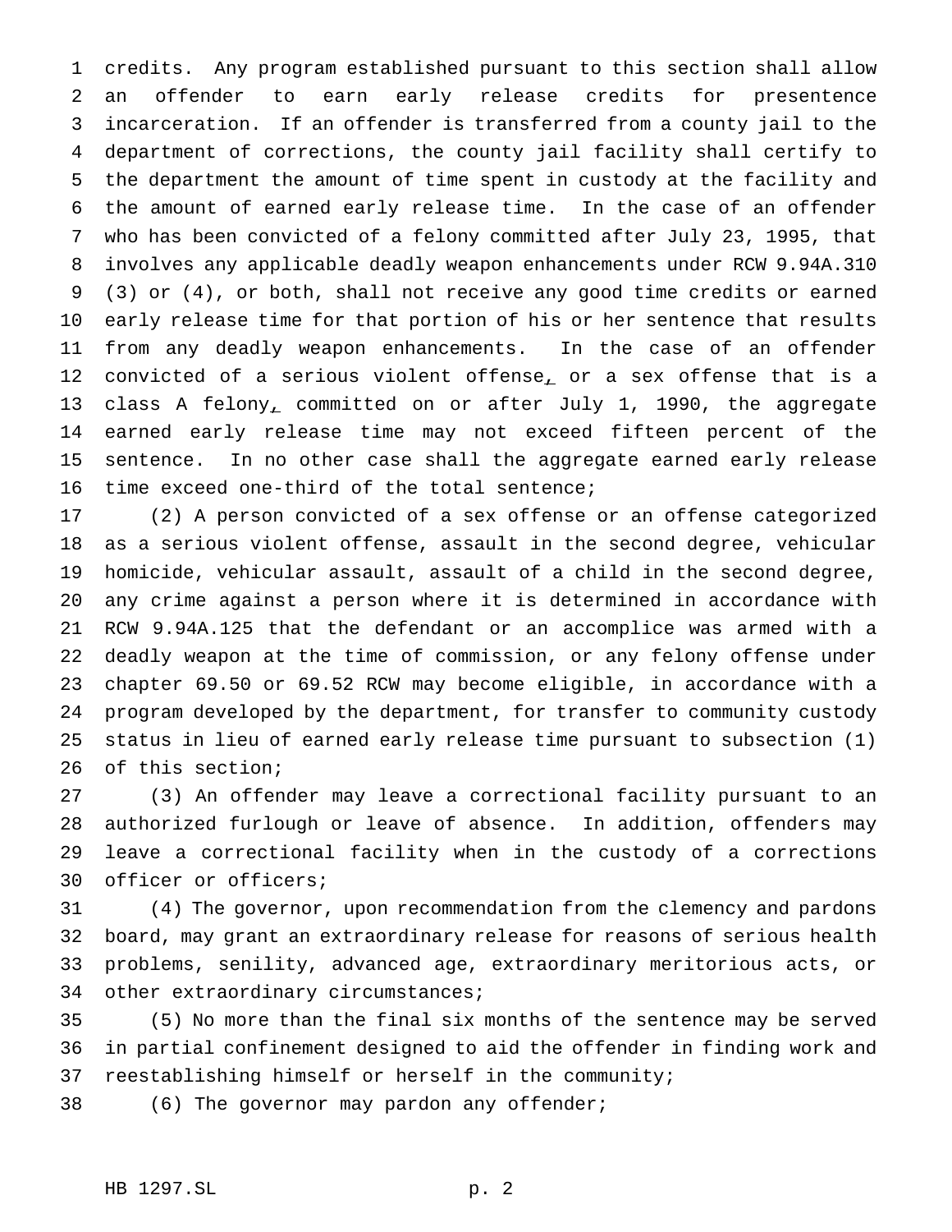credits. Any program established pursuant to this section shall allow an offender to earn early release credits for presentence incarceration. If an offender is transferred from a county jail to the department of corrections, the county jail facility shall certify to the department the amount of time spent in custody at the facility and the amount of earned early release time. In the case of an offender who has been convicted of a felony committed after July 23, 1995, that involves any applicable deadly weapon enhancements under RCW 9.94A.310 (3) or (4), or both, shall not receive any good time credits or earned early release time for that portion of his or her sentence that results from any deadly weapon enhancements. In the case of an offender convicted of a serious violent offense, or a sex offense that is a class A felony, committed on or after July 1, 1990, the aggregate earned early release time may not exceed fifteen percent of the sentence. In no other case shall the aggregate earned early release time exceed one-third of the total sentence;

(2) A person convicted of a sex offense or an offense categorized as a serious violent offense, assault in the second degree, vehicular homicide, vehicular assault, assault of a child in the second degree, any crime against a person where it is determined in accordance with RCW 9.94A.125 that the defendant or an accomplice was armed with a deadly weapon at the time of commission, or any felony offense under chapter 69.50 or 69.52 RCW may become eligible, in accordance with a program developed by the department, for transfer to community custody status in lieu of earned early release time pursuant to subsection (1) of this section;

(3) An offender may leave a correctional facility pursuant to an authorized furlough or leave of absence. In addition, offenders may leave a correctional facility when in the custody of a corrections officer or officers;

(4) The governor, upon recommendation from the clemency and pardons board, may grant an extraordinary release for reasons of serious health problems, senility, advanced age, extraordinary meritorious acts, or other extraordinary circumstances;

(5) No more than the final six months of the sentence may be served in partial confinement designed to aid the offender in finding work and reestablishing himself or herself in the community;

(6) The governor may pardon any offender;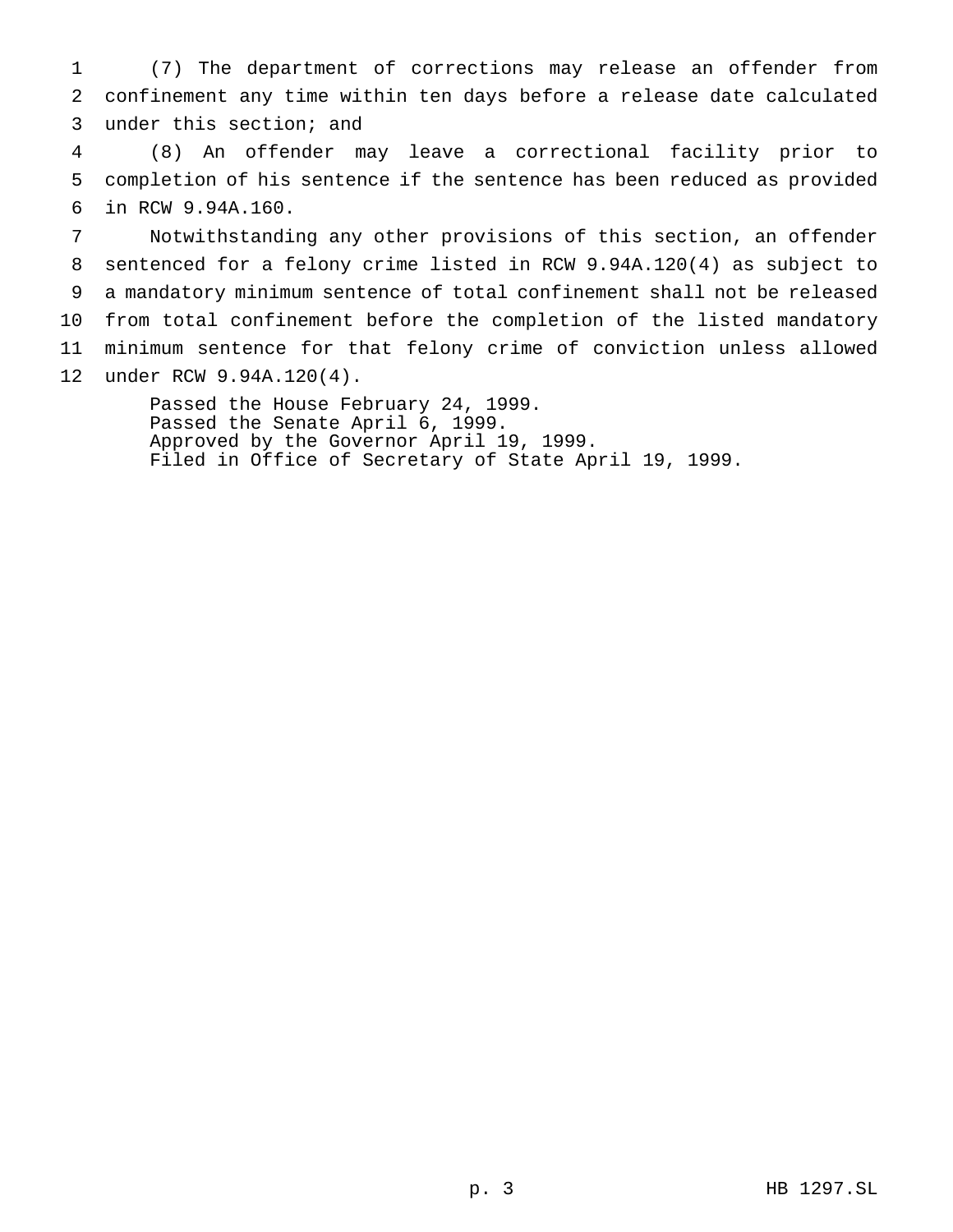(7) The department of corrections may release an offender from confinement any time within ten days before a release date calculated under this section; and

(8) An offender may leave a correctional facility prior to completion of his sentence if the sentence has been reduced as provided in RCW 9.94A.160.

Notwithstanding any other provisions of this section, an offender sentenced for a felony crime listed in RCW 9.94A.120(4) as subject to a mandatory minimum sentence of total confinement shall not be released from total confinement before the completion of the listed mandatory minimum sentence for that felony crime of conviction unless allowed under RCW 9.94A.120(4).

Passed the House February 24, 1999.
Passed the Senate April 6, 1999.
Approved by the Governor April 19, 1999.
Filed in Office of Secretary of State April 19, 1999.